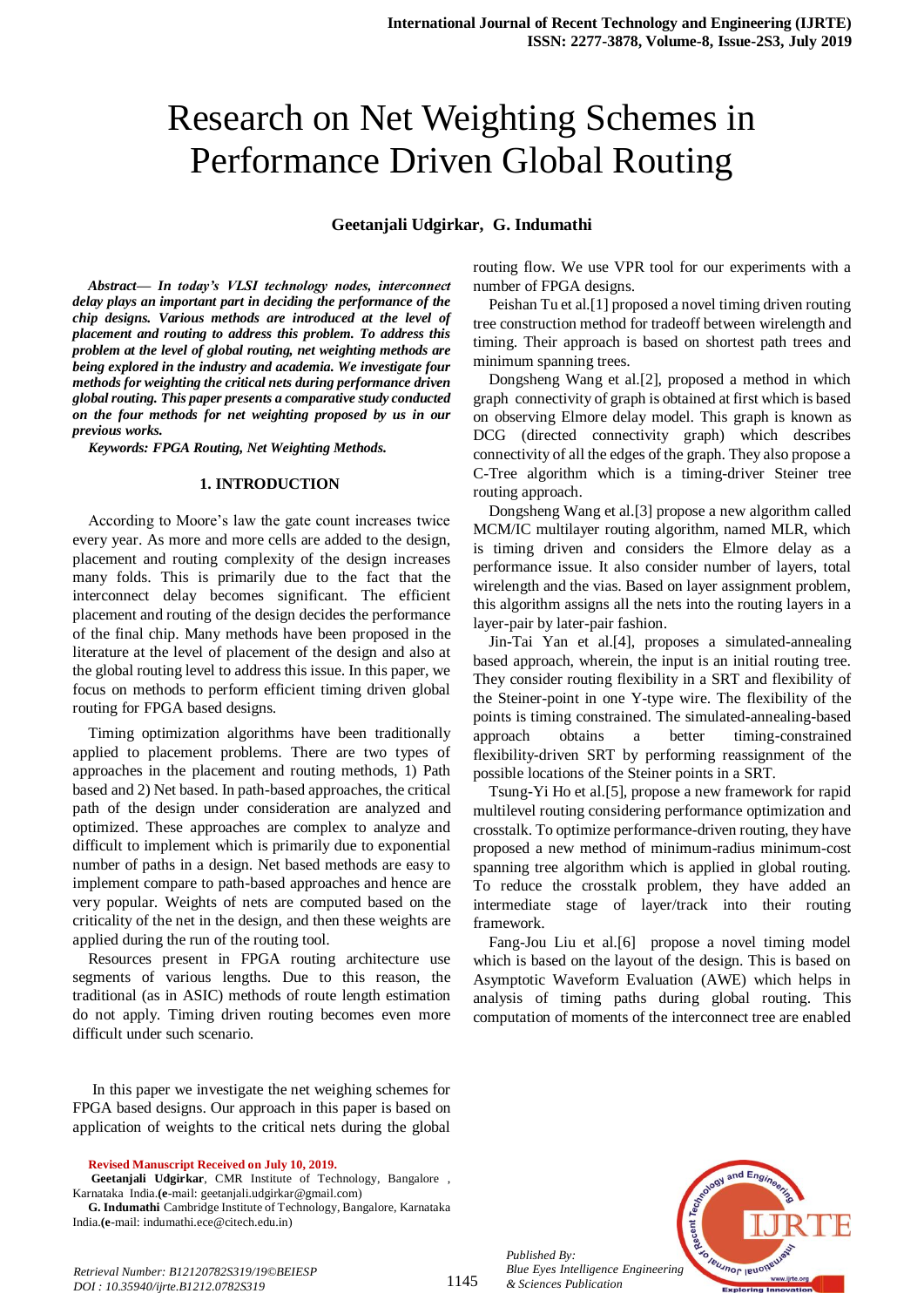# Research on Net Weighting Schemes in Performance Driven Global Routing

**Geetanjali Udgirkar, G. Indumathi**

***Abstract— In today's VLSI technology nodes, interconnect delay plays an important part in deciding the performance of the chip designs. Various methods are introduced at the level of placement and routing to address this problem. To address this problem at the level of global routing, net weighting methods are being explored in the industry and academia. We investigate four methods for weighting the critical nets during performance driven global routing. This paper presents a comparative study conducted on the four methods for net weighting proposed by us in our previous works.***

***Keywords: FPGA Routing, Net Weighting Methods.***

## 1. INTRODUCTION

According to Moore's law the gate count increases twice every year. As more and more cells are added to the design, placement and routing complexity of the design increases many folds. This is primarily due to the fact that the interconnect delay becomes significant. The efficient placement and routing of the design decides the performance of the final chip. Many methods have been proposed in the literature at the level of placement of the design and also at the global routing level to address this issue. In this paper, we focus on methods to perform efficient timing driven global routing for FPGA based designs.

Timing optimization algorithms have been traditionally applied to placement problems. There are two types of approaches in the placement and routing methods, 1) Path based and 2) Net based. In path-based approaches, the critical path of the design under consideration are analyzed and optimized. These approaches are complex to analyze and difficult to implement which is primarily due to exponential number of paths in a design. Net based methods are easy to implement compare to path-based approaches and hence are very popular. Weights of nets are computed based on the criticality of the net in the design, and then these weights are applied during the run of the routing tool.

Resources present in FPGA routing architecture use segments of various lengths. Due to this reason, the traditional (as in ASIC) methods of route length estimation do not apply. Timing driven routing becomes even more difficult under such scenario.

In this paper we investigate the net weighing schemes for FPGA based designs. Our approach in this paper is based on application of weights to the critical nets during the global routing flow. We use VPR tool for our experiments with a number of FPGA designs.

Peishan Tu et al.[1] proposed a novel timing driven routing tree construction method for tradeoff between wirelength and timing. Their approach is based on shortest path trees and minimum spanning trees.

Dongsheng Wang et al.[2], proposed a method in which graph connectivity of graph is obtained at first which is based on observing Elmore delay model. This graph is known as DCG (directed connectivity graph) which describes connectivity of all the edges of the graph. They also propose a C-Tree algorithm which is a timing-driver Steiner tree routing approach.

Dongsheng Wang et al.[3] propose a new algorithm called MCM/IC multilayer routing algorithm, named MLR, which is timing driven and considers the Elmore delay as a performance issue. It also consider number of layers, total wirelength and the vias. Based on layer assignment problem, this algorithm assigns all the nets into the routing layers in a layer-pair by later-pair fashion.

Jin-Tai Yan et al.[4], proposes a simulated-annealing based approach, wherein, the input is an initial routing tree. They consider routing flexibility in a SRT and flexibility of the Steiner-point in one Y-type wire. The flexibility of the points is timing constrained. The simulated-annealing-based approach obtains a better timing-constrained flexibility-driven SRT by performing reassignment of the possible locations of the Steiner points in a SRT.

Tsung-Yi Ho et al.[5], propose a new framework for rapid multilevel routing considering performance optimization and crosstalk. To optimize performance-driven routing, they have proposed a new method of minimum-radius minimum-cost spanning tree algorithm which is applied in global routing. To reduce the crosstalk problem, they have added an intermediate stage of layer/track into their routing framework.

Fang-Jou Liu et al.[6] propose a novel timing model which is based on the layout of the design. This is based on Asymptotic Waveform Evaluation (AWE) which helps in analysis of timing paths during global routing. This computation of moments of the interconnect tree are enabled

**Revised Manuscript Received on July 10, 2019.**

**Geetanjali Udgirkar**, CMR Institute of Technology, Bangalore , Karnataka India.(**e**-mail: geetanjali.udgirkar@gmail.com)

**G. Indumathi** Cambridge Institute of Technology, Bangalore, Karnataka India.(**e**-mail: indumathi.ece@citech.edu.in)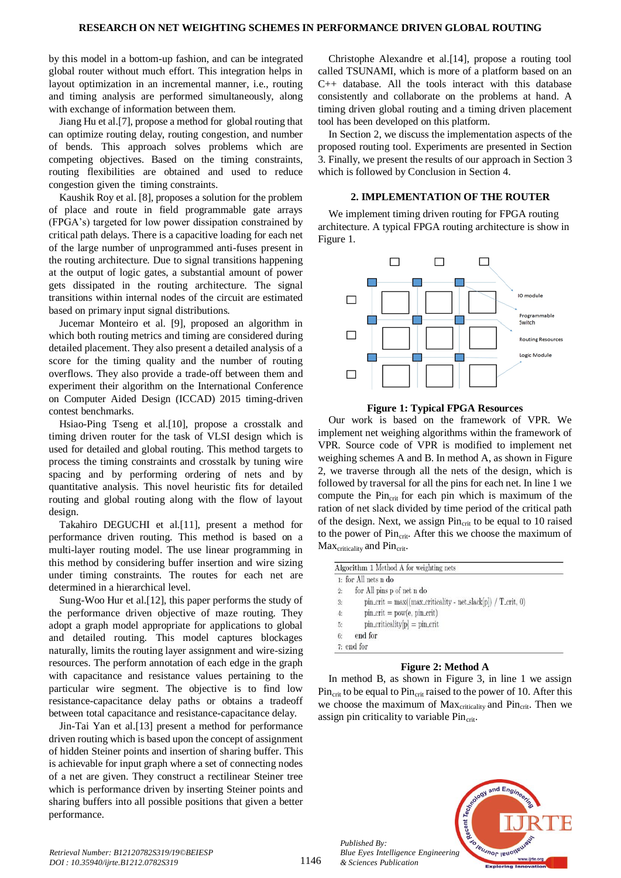by this model in a bottom-up fashion, and can be integrated global router without much effort. This integration helps in layout optimization in an incremental manner, i.e., routing and timing analysis are performed simultaneously, along with exchange of information between them.

Jiang Hu et al.[7], propose a method for global routing that can optimize routing delay, routing congestion, and number of bends. This approach solves problems which are competing objectives. Based on the timing constraints, routing flexibilities are obtained and used to reduce congestion given the timing constraints.

Kaushik Roy et al. [8], proposes a solution for the problem of place and route in field programmable gate arrays (FPGA's) targeted for low power dissipation constrained by critical path delays. There is a capacitive loading for each net of the large number of unprogrammed anti-fuses present in the routing architecture. Due to signal transitions happening at the output of logic gates, a substantial amount of power gets dissipated in the routing architecture. The signal transitions within internal nodes of the circuit are estimated based on primary input signal distributions.

Jucemar Monteiro et al. [9], proposed an algorithm in which both routing metrics and timing are considered during detailed placement. They also present a detailed analysis of a score for the timing quality and the number of routing overflows. They also provide a trade-off between them and experiment their algorithm on the International Conference on Computer Aided Design (ICCAD) 2015 timing-driven contest benchmarks.

Hsiao-Ping Tseng et al.[10], propose a crosstalk and timing driven router for the task of VLSI design which is used for detailed and global routing. This method targets to process the timing constraints and crosstalk by tuning wire spacing and by performing ordering of nets and by quantitative analysis. This novel heuristic fits for detailed routing and global routing along with the flow of layout design.

Takahiro DEGUCHI et al.[11], present a method for performance driven routing. This method is based on a multi-layer routing model. The use linear programming in this method by considering buffer insertion and wire sizing under timing constraints. The routes for each net are determined in a hierarchical level.

Sung-Woo Hur et al.[12], this paper performs the study of the performance driven objective of maze routing. They adopt a graph model appropriate for applications to global and detailed routing. This model captures blockages naturally, limits the routing layer assignment and wire-sizing resources. The perform annotation of each edge in the graph with capacitance and resistance values pertaining to the particular wire segment. The objective is to find low resistance-capacitance delay paths or obtains a tradeoff between total capacitance and resistance-capacitance delay.

Jin-Tai Yan et al.[13] present a method for performance driven routing which is based upon the concept of assignment of hidden Steiner points and insertion of sharing buffer. This is achievable for input graph where a set of connecting nodes of a net are given. They construct a rectilinear Steiner tree which is performance driven by inserting Steiner points and sharing buffers into all possible positions that given a better performance.

Christophe Alexandre et al.[14], propose a routing tool called TSUNAMI, which is more of a platform based on an C++ database. All the tools interact with this database consistently and collaborate on the problems at hand. A timing driven global routing and a timing driven placement tool has been developed on this platform.

In Section 2, we discuss the implementation aspects of the proposed routing tool. Experiments are presented in Section 3. Finally, we present the results of our approach in Section 3 which is followed by Conclusion in Section 4.

## 2. IMPLEMENTATION OF THE ROUTER

We implement timing driven routing for FPGA routing architecture. A typical FPGA routing architecture is show in Figure 1.

**Figure 1: Typical FPGA Resources**

Our work is based on the framework of VPR. We implement net weighing algorithms within the framework of VPR. Source code of VPR is modified to implement net weighing schemes A and B. In method A, as shown in Figure 2, we traverse through all the nets of the design, which is followed by traversal for all the pins for each net. In line 1 we compute the $Pin_{crit}$ for each pin which is maximum of the ration of net slack divided by time period of the critical path of the design. Next, we assign $Pin_{crit}$ to be equal to 10 raised to the power of $Pin_{crit}$. After this we choose the maximum of $Max_{criticality}$ and $Pin_{crit}$.

```
Algorithm 1 Method A for weighting nets
1: for All nets n do
2:    for All pins p of net n do
3:       pin_crit = max((max_criticality - net_slack[p]) / T_crit, 0)
4:       pin_crit = pow(e, pin_crit)
5:       pin_criticality[p] = pin_crit
6:    end for
7: end for
```

**Figure 2: Method A**

In method B, as shown in Figure 3, in line 1 we assign $Pin_{crit}$ to be equal to $Pin_{crit}$ raised to the power of 10. After this we choose the maximum of $Max_{criticality}$ and $Pin_{crit}$. Then we assign pin criticality to variable $Pin_{crit}$.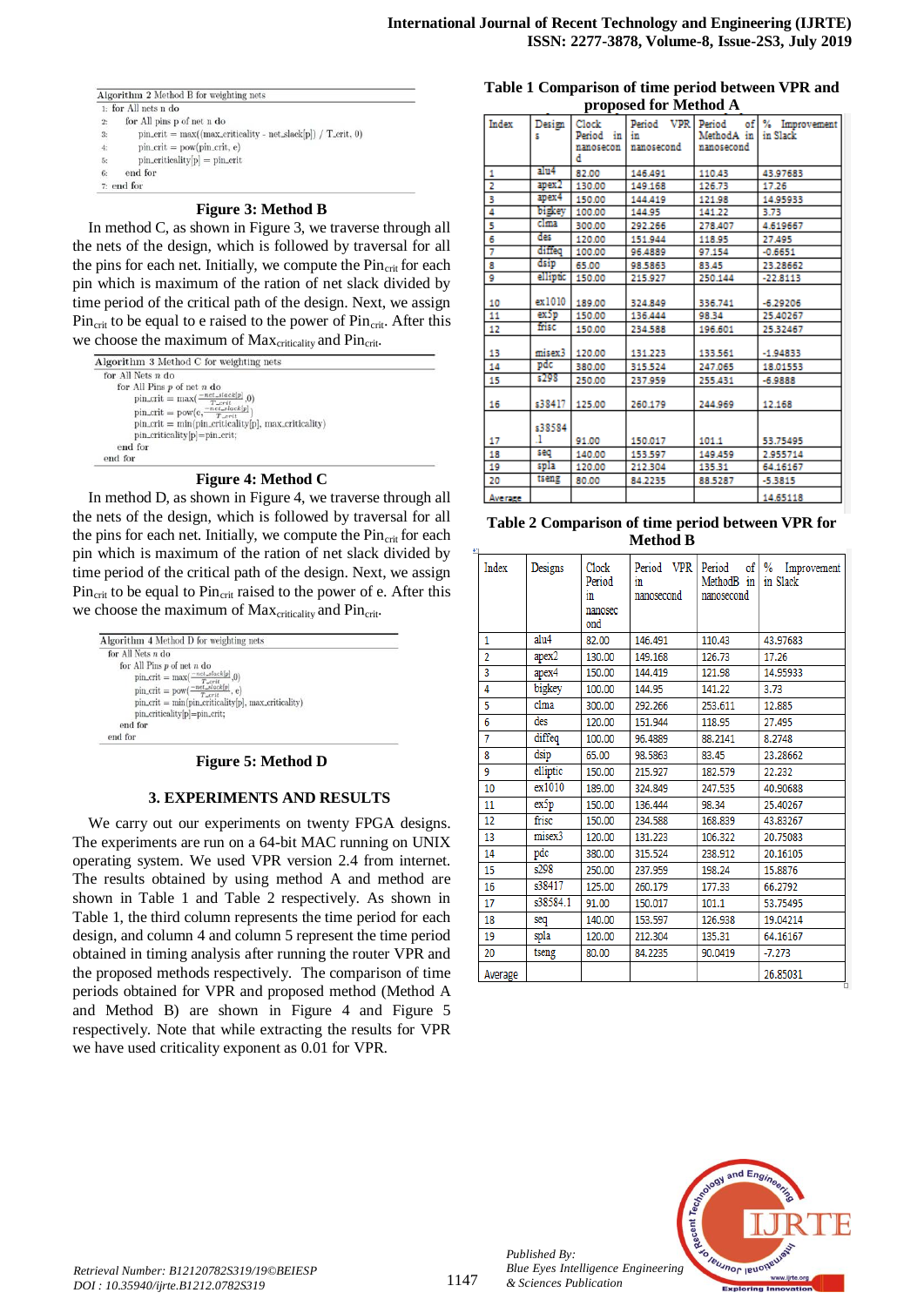```
Algorithm 2 Method B for weighting nets
1: for All nets n do
2:   for All pins p of net n do
3:     pin_crit = max((max_criticality - net_slack[p]) / T_crit, 0)
4:     pin_crit = pow(pin_crit, e)
5:     pin_criticality[p] = pin_crit
6:   end for
7: end for
```

**Figure 3: Method B**

In method C, as shown in Figure 3, we traverse through all the nets of the design, which is followed by traversal for all the pins for each net. Initially, we compute the $Pin_{crit}$ for each pin which is maximum of the ration of net slack divided by time period of the critical path of the design. Next, we assign $Pin_{crit}$ to be equal to e raised to the power of $Pin_{crit}$. After this we choose the maximum of $Max_{criticality}$ and $Pin_{crit}$.

```
Algorithm 3 Method C for weighting nets
for All Nets n do
  for All Pins p of net n do
    pin_crit = max(-net_slack[p] / T_crit, 0)
    pin_crit = pow(e, -net_slack[p] / T_crit)
    pin_crit = min(pin_criticality[p], max_criticality)
    pin_criticality[p]=pin_crit;
  end for
end for
```

**Figure 4: Method C**

In method D, as shown in Figure 4, we traverse through all the nets of the design, which is followed by traversal for all the pins for each net. Initially, we compute the $Pin_{crit}$ for each pin which is maximum of the ration of net slack divided by time period of the critical path of the design. Next, we assign $Pin_{crit}$ to be equal to $Pin_{crit}$ raised to the power of e. After this we choose the maximum of $Max_{criticality}$ and $Pin_{crit}$.

```
Algorithm 4 Method D for weighting nets
for All Nets n do
  for All Pins p of net n do
    pin_crit = max(-net_slack[p] / T_crit, 0)
    pin_crit = pow(-net_slack[p] / T_crit, e)
    pin_crit = min(pin_criticality[p], max_criticality)
    pin_criticality[p]=pin_crit;
  end for
end for
```

**Figure 5: Method D**

### 3. EXPERIMENTS AND RESULTS

We carry out our experiments on twenty FPGA designs. The experiments are run on a 64-bit MAC running on UNIX operating system. We used VPR version 2.4 from internet. The results obtained by using method A and method are shown in Table 1 and Table 2 respectively. As shown in Table 1, the third column represents the time period for each design, and column 4 and column 5 represent the time period obtained in timing analysis after running the router VPR and the proposed methods respectively. The comparison of time periods obtained for VPR and proposed method (Method A and Method B) are shown in Figure 4 and Figure 5 respectively. Note that while extracting the results for VPR we have used criticality exponent as 0.01 for VPR.

**Table 1 Comparison of time period between VPR and proposed for Method A**

| Index | Designs | Clock Period in nanosecond | Period VPR in nanosecond | Period of MethodA in nanosecond | % Improvement in Slack |
|---|---|---|---|---|---|
| 1 | alu4 | 82.00 | 146.491 | 110.43 | 43.97683 |
| 2 | apex2 | 130.00 | 149.168 | 126.73 | 17.26 |
| 3 | apex4 | 150.00 | 144.419 | 121.98 | 14.95933 |
| 4 | bigkey | 100.00 | 144.95 | 141.22 | 3.73 |
| 5 | clma | 300.00 | 292.266 | 278.407 | 4.619667 |
| 6 | des | 120.00 | 151.944 | 118.95 | 27.495 |
| 7 | diffeq | 100.00 | 96.4889 | 97.154 | -0.6651 |
| 8 | dsip | 65.00 | 98.5863 | 83.45 | 23.28662 |
| 9 | elliptic | 150.00 | 215.927 | 250.144 | -22.8113 |
| 10 | ex1010 | 189.00 | 324.849 | 336.741 | -6.29206 |
| 11 | ex5p | 150.00 | 136.444 | 98.34 | 25.40267 |
| 12 | frisc | 150.00 | 234.588 | 196.601 | 25.32467 |
| 13 | misex3 | 120.00 | 131.223 | 133.561 | -1.94833 |
| 14 | pdc | 380.00 | 315.524 | 247.065 | 18.01553 |
| 15 | s298 | 250.00 | 237.959 | 255.431 | -6.9888 |
| 16 | s38417 | 125.00 | 260.179 | 244.969 | 12.168 |
| 17 | s38584.1 | 91.00 | 150.017 | 101.1 | 53.75495 |
| 18 | seq | 140.00 | 153.597 | 149.459 | 2.955714 |
| 19 | spla | 120.00 | 212.304 | 135.31 | 64.16167 |
| 20 | tseng | 80.00 | 84.2235 | 88.5287 | -5.3815 |
| Average | | | | | 14.65118 |

**Table 2 Comparison of time period between VPR for Method B**

| Index | Designs | Clock Period in nanosecond | Period VPR in nanosecond | Period of MethodB in nanosecond | % Improvement in Slack |
|---|---|---|---|---|---|
| 1 | alu4 | 82.00 | 146.491 | 110.43 | 43.97683 |
| 2 | apex2 | 130.00 | 149.168 | 126.73 | 17.26 |
| 3 | apex4 | 150.00 | 144.419 | 121.58 | 14.95933 |
| 4 | bigkey | 100.00 | 144.95 | 141.22 | 3.73 |
| 5 | clma | 300.00 | 292.266 | 253.611 | 12.885 |
| 6 | des | 120.00 | 151.944 | 118.95 | 27.495 |
| 7 | diffeq | 100.00 | 96.4889 | 88.2141 | 8.2748 |
| 8 | dsip | 65.00 | 98.5863 | 83.45 | 23.28662 |
| 9 | elliptic | 150.00 | 215.927 | 182.579 | 22.232 |
| 10 | ex1010 | 189.00 | 324.849 | 247.535 | 40.90688 |
| 11 | ex5p | 150.00 | 136.444 | 98.34 | 25.40267 |
| 12 | frisc | 150.00 | 234.588 | 168.839 | 43.83267 |
| 13 | misex3 | 120.00 | 131.223 | 106.322 | 20.75083 |
| 14 | pdc | 380.00 | 315.524 | 238.912 | 20.16105 |
| 15 | s298 | 250.00 | 237.959 | 198.24 | 15.8876 |
| 16 | s38417 | 125.00 | 260.179 | 177.33 | 66.2792 |
| 17 | s38584.1 | 91.00 | 150.017 | 101.1 | 53.75495 |
| 18 | seq | 140.00 | 153.597 | 126.938 | 19.04214 |
| 19 | spla | 120.00 | 212.304 | 135.31 | 64.16167 |
| 20 | tseng | 80.00 | 84.2235 | 90.0419 | -7.273 |
| Average | | | | | 26.85031 |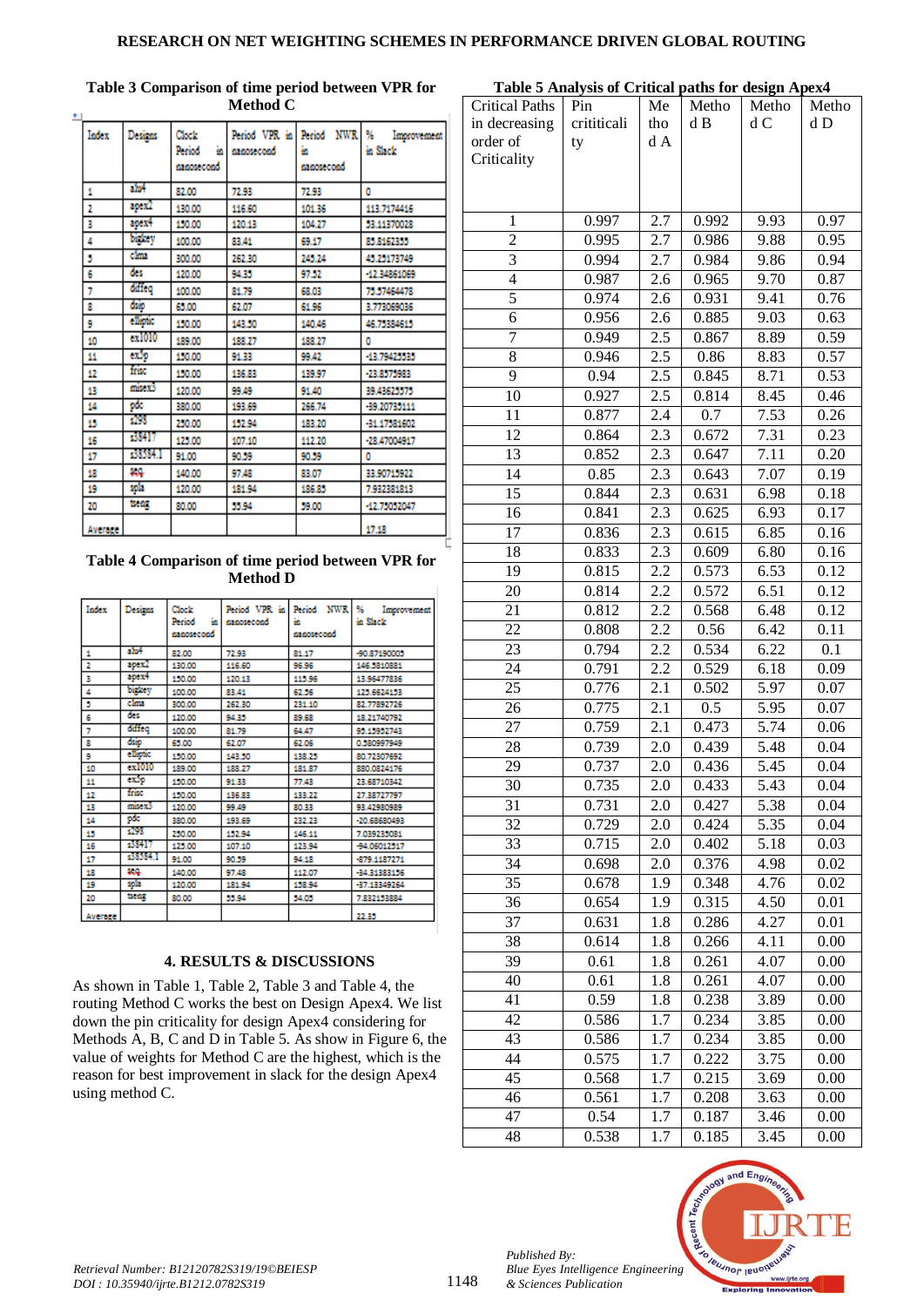### Table 3 Comparison of time period between VPR for Method C

| Index | Designs | Clock Period in nanosecond | Period VPR in nanosecond | Period NWR in nanosecond | % Improvement in Slack |
|---|---|---|---|---|---|
| 1 | alu4 | 82.00 | 72.93 | 72.93 | 0 |
| 2 | apex2 | 130.00 | 116.60 | 101.36 | 113.7174416 |
| 3 | apex4 | 150.00 | 120.13 | 104.27 | 53.11370028 |
| 4 | bigkey | 100.00 | 83.41 | 69.17 | 85.8162335 |
| 5 | clma | 300.00 | 262.30 | 245.24 | 45.25173749 |
| 6 | des | 120.00 | 94.35 | 97.52 | -12.34861069 |
| 7 | diffeq | 100.00 | 81.79 | 68.03 | 75.57464478 |
| 8 | dsip | 65.00 | 62.07 | 61.96 | 3.773069036 |
| 9 | elliptic | 150.00 | 143.50 | 140.46 | 46.75384615 |
| 10 | ex1010 | 189.00 | 188.27 | 188.27 | 0 |
| 11 | ex5p | 150.00 | 91.33 | 99.42 | -13.79425535 |
| 12 | frisc | 150.00 | 136.83 | 139.97 | -23.8575983 |
| 13 | misex3 | 120.00 | 99.49 | 91.40 | 39.43625575 |
| 14 | pdc | 380.00 | 193.69 | 266.74 | -39.20735111 |
| 15 | s298 | 250.00 | 152.94 | 183.20 | -31.17581602 |
| 16 | s38417 | 125.00 | 107.10 | 112.20 | -28.47004917 |
| 17 | s38584.1 | 91.00 | 90.59 | 90.59 | 0 |
| 18 | seq | 140.00 | 97.48 | 83.07 | 33.90715922 |
| 19 | spla | 120.00 | 181.94 | 186.85 | 7.932381813 |
| 20 | tseng | 80.00 | 55.94 | 59.00 | -12.75052047 |
| Average | | | | | 17.18 |

### Table 4 Comparison of time period between VPR for Method D

| Index | Designs | Clock Period in nanosecond | Period VPR in nanosecond | Period NWR in nanosecond | % Improvement in Slack |
|---|---|---|---|---|---|
| 1 | alu4 | 82.00 | 72.93 | 81.17 | -90.87190005 |
| 2 | apex2 | 130.00 | 116.60 | 96.96 | 146.5810881 |
| 3 | apex4 | 150.00 | 120.13 | 115.96 | 13.96477836 |
| 4 | bigkey | 100.00 | 83.41 | 62.56 | 125.6624153 |
| 5 | clma | 300.00 | 262.30 | 231.10 | 82.77892726 |
| 6 | des | 120.00 | 94.35 | 89.68 | 18.21740792 |
| 7 | diffeq | 100.00 | 81.79 | 64.47 | 95.15952743 |
| 8 | dsip | 65.00 | 62.07 | 62.06 | 0.380997949 |
| 9 | elliptic | 150.00 | 143.50 | 138.25 | 80.72307692 |
| 10 | ex1010 | 189.00 | 188.27 | 181.87 | 880.0824176 |
| 11 | ex5p | 150.00 | 91.33 | 77.43 | 23.68710342 |
| 12 | frisc | 150.00 | 136.83 | 133.22 | 27.38727797 |
| 13 | misex3 | 120.00 | 99.49 | 80.33 | 93.42980989 |
| 14 | pdc | 380.00 | 193.69 | 232.23 | -20.68680493 |
| 15 | s298 | 250.00 | 152.94 | 146.11 | 7.039235081 |
| 16 | s38417 | 125.00 | 107.10 | 123.94 | -94.06012517 |
| 17 | s38584.1 | 91.00 | 90.59 | 94.18 | -879.1187271 |
| 18 | seq | 140.00 | 97.48 | 112.07 | -34.31383156 |
| 19 | spla | 120.00 | 181.94 | 158.94 | -37.13349264 |
| 20 | tseng | 80.00 | 55.94 | 54.05 | 7.832153884 |
| Average | | | | | 22.35 |

## 4. RESULTS & DISCUSSIONS

As shown in Table 1, Table 2, Table 3 and Table 4, the routing Method C works the best on Design Apex4. We list down the pin criticality for design Apex4 considering for Methods A, B, C and D in Table 5. As show in Figure 6, the value of weights for Method C are the highest, which is the reason for best improvement in slack for the design Apex4 using method C.

### Table 5 Analysis of Critical paths for design Apex4

| Critical Paths in decreasing order of Criticality | Pin criticality | Method A | Method B | Method C | Method D |
|---|---|---|---|---|---|
| 1 | 0.997 | 2.7 | 0.992 | 9.93 | 0.97 |
| 2 | 0.995 | 2.7 | 0.986 | 9.88 | 0.95 |
| 3 | 0.994 | 2.7 | 0.984 | 9.86 | 0.94 |
| 4 | 0.987 | 2.6 | 0.965 | 9.70 | 0.87 |
| 5 | 0.974 | 2.6 | 0.931 | 9.41 | 0.76 |
| 6 | 0.956 | 2.6 | 0.885 | 9.03 | 0.63 |
| 7 | 0.949 | 2.5 | 0.867 | 8.89 | 0.59 |
| 8 | 0.946 | 2.5 | 0.86 | 8.83 | 0.57 |
| 9 | 0.94 | 2.5 | 0.845 | 8.71 | 0.53 |
| 10 | 0.927 | 2.5 | 0.814 | 8.45 | 0.46 |
| 11 | 0.877 | 2.4 | 0.7 | 7.53 | 0.26 |
| 12 | 0.864 | 2.3 | 0.672 | 7.31 | 0.23 |
| 13 | 0.852 | 2.3 | 0.647 | 7.11 | 0.20 |
| 14 | 0.85 | 2.3 | 0.643 | 7.07 | 0.19 |
| 15 | 0.844 | 2.3 | 0.631 | 6.98 | 0.18 |
| 16 | 0.841 | 2.3 | 0.625 | 6.93 | 0.17 |
| 17 | 0.836 | 2.3 | 0.615 | 6.85 | 0.16 |
| 18 | 0.833 | 2.3 | 0.609 | 6.80 | 0.16 |
| 19 | 0.815 | 2.2 | 0.573 | 6.53 | 0.12 |
| 20 | 0.814 | 2.2 | 0.572 | 6.51 | 0.12 |
| 21 | 0.812 | 2.2 | 0.568 | 6.48 | 0.12 |
| 22 | 0.808 | 2.2 | 0.56 | 6.42 | 0.11 |
| 23 | 0.794 | 2.2 | 0.534 | 6.22 | 0.1 |
| 24 | 0.791 | 2.2 | 0.529 | 6.18 | 0.09 |
| 25 | 0.776 | 2.1 | 0.502 | 5.97 | 0.07 |
| 26 | 0.775 | 2.1 | 0.5 | 5.95 | 0.07 |
| 27 | 0.759 | 2.1 | 0.473 | 5.74 | 0.06 |
| 28 | 0.739 | 2.0 | 0.439 | 5.48 | 0.04 |
| 29 | 0.737 | 2.0 | 0.436 | 5.45 | 0.04 |
| 30 | 0.735 | 2.0 | 0.433 | 5.43 | 0.04 |
| 31 | 0.731 | 2.0 | 0.427 | 5.38 | 0.04 |
| 32 | 0.729 | 2.0 | 0.424 | 5.35 | 0.04 |
| 33 | 0.715 | 2.0 | 0.402 | 5.18 | 0.03 |
| 34 | 0.698 | 2.0 | 0.376 | 4.98 | 0.02 |
| 35 | 0.678 | 1.9 | 0.348 | 4.76 | 0.02 |
| 36 | 0.654 | 1.9 | 0.315 | 4.50 | 0.01 |
| 37 | 0.631 | 1.8 | 0.286 | 4.27 | 0.01 |
| 38 | 0.614 | 1.8 | 0.266 | 4.11 | 0.00 |
| 39 | 0.61 | 1.8 | 0.261 | 4.07 | 0.00 |
| 40 | 0.61 | 1.8 | 0.261 | 4.07 | 0.00 |
| 41 | 0.59 | 1.8 | 0.238 | 3.89 | 0.00 |
| 42 | 0.586 | 1.7 | 0.234 | 3.85 | 0.00 |
| 43 | 0.586 | 1.7 | 0.234 | 3.85 | 0.00 |
| 44 | 0.575 | 1.7 | 0.222 | 3.75 | 0.00 |
| 45 | 0.568 | 1.7 | 0.215 | 3.69 | 0.00 |
| 46 | 0.561 | 1.7 | 0.208 | 3.63 | 0.00 |
| 47 | 0.54 | 1.7 | 0.187 | 3.46 | 0.00 |
| 48 | 0.538 | 1.7 | 0.185 | 3.45 | 0.00 |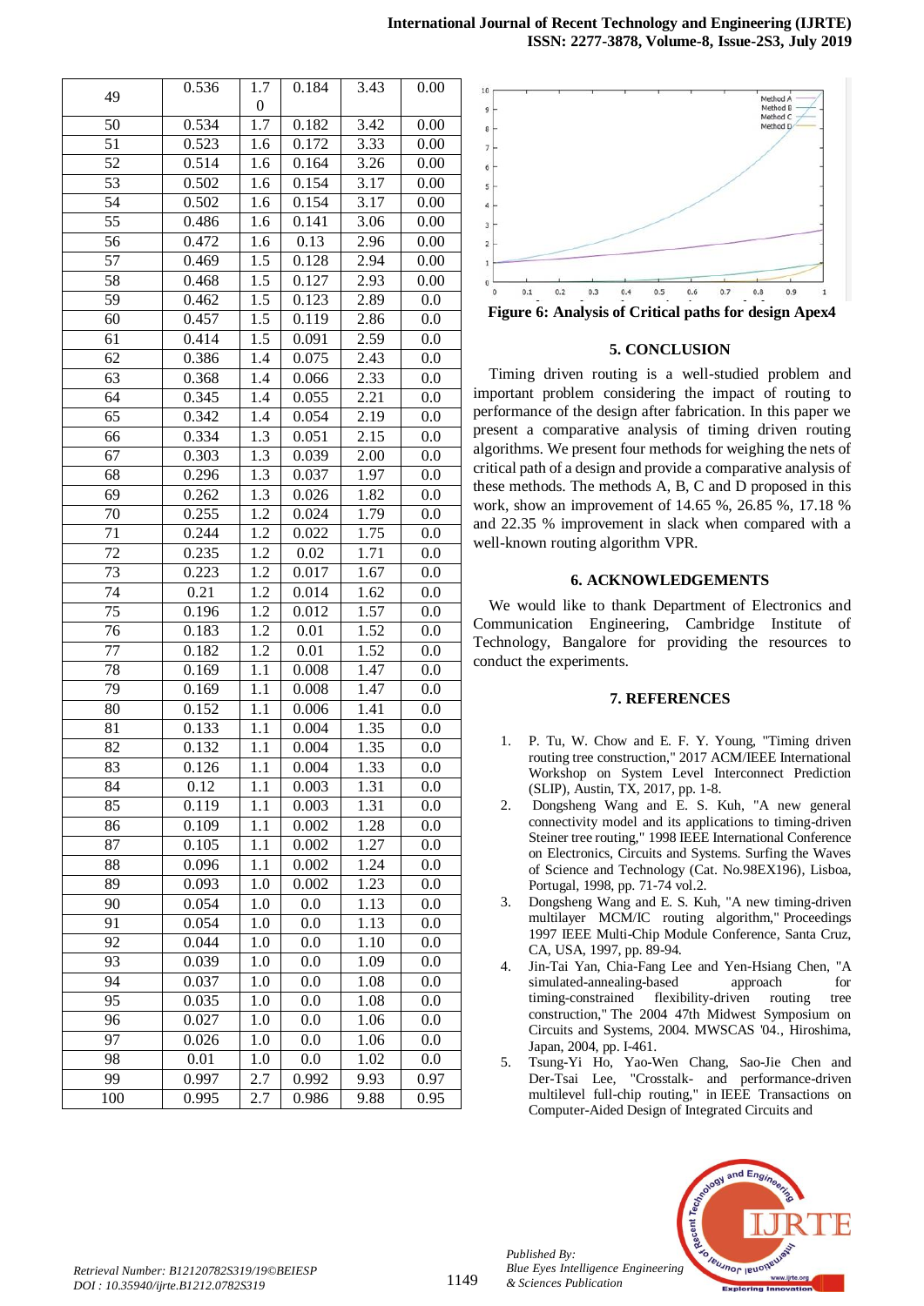| 49 | 0.536 | 1.70 | 0.184 | 3.43 | 0.00 |
|---|---|---|---|---|---|
| 50 | 0.534 | 1.7 | 0.182 | 3.42 | 0.00 |
| 51 | 0.523 | 1.6 | 0.172 | 3.33 | 0.00 |
| 52 | 0.514 | 1.6 | 0.164 | 3.26 | 0.00 |
| 53 | 0.502 | 1.6 | 0.154 | 3.17 | 0.00 |
| 54 | 0.502 | 1.6 | 0.154 | 3.17 | 0.00 |
| 55 | 0.486 | 1.6 | 0.141 | 3.06 | 0.00 |
| 56 | 0.472 | 1.6 | 0.13 | 2.96 | 0.00 |
| 57 | 0.469 | 1.5 | 0.128 | 2.94 | 0.00 |
| 58 | 0.468 | 1.5 | 0.127 | 2.93 | 0.00 |
| 59 | 0.462 | 1.5 | 0.123 | 2.89 | 0.0 |
| 60 | 0.457 | 1.5 | 0.119 | 2.86 | 0.0 |
| 61 | 0.414 | 1.5 | 0.091 | 2.59 | 0.0 |
| 62 | 0.386 | 1.4 | 0.075 | 2.43 | 0.0 |
| 63 | 0.368 | 1.4 | 0.066 | 2.33 | 0.0 |
| 64 | 0.345 | 1.4 | 0.055 | 2.21 | 0.0 |
| 65 | 0.342 | 1.4 | 0.054 | 2.19 | 0.0 |
| 66 | 0.334 | 1.3 | 0.051 | 2.15 | 0.0 |
| 67 | 0.303 | 1.3 | 0.039 | 2.00 | 0.0 |
| 68 | 0.296 | 1.3 | 0.037 | 1.97 | 0.0 |
| 69 | 0.262 | 1.3 | 0.026 | 1.82 | 0.0 |
| 70 | 0.255 | 1.2 | 0.024 | 1.79 | 0.0 |
| 71 | 0.244 | 1.2 | 0.022 | 1.75 | 0.0 |
| 72 | 0.235 | 1.2 | 0.02 | 1.71 | 0.0 |
| 73 | 0.223 | 1.2 | 0.017 | 1.67 | 0.0 |
| 74 | 0.21 | 1.2 | 0.014 | 1.62 | 0.0 |
| 75 | 0.196 | 1.2 | 0.012 | 1.57 | 0.0 |
| 76 | 0.183 | 1.2 | 0.01 | 1.52 | 0.0 |
| 77 | 0.182 | 1.2 | 0.01 | 1.52 | 0.0 |
| 78 | 0.169 | 1.1 | 0.008 | 1.47 | 0.0 |
| 79 | 0.169 | 1.1 | 0.008 | 1.47 | 0.0 |
| 80 | 0.152 | 1.1 | 0.006 | 1.41 | 0.0 |
| 81 | 0.133 | 1.1 | 0.004 | 1.35 | 0.0 |
| 82 | 0.132 | 1.1 | 0.004 | 1.35 | 0.0 |
| 83 | 0.126 | 1.1 | 0.004 | 1.33 | 0.0 |
| 84 | 0.12 | 1.1 | 0.003 | 1.31 | 0.0 |
| 85 | 0.119 | 1.1 | 0.003 | 1.31 | 0.0 |
| 86 | 0.109 | 1.1 | 0.002 | 1.28 | 0.0 |
| 87 | 0.105 | 1.1 | 0.002 | 1.27 | 0.0 |
| 88 | 0.096 | 1.1 | 0.002 | 1.24 | 0.0 |
| 89 | 0.093 | 1.0 | 0.002 | 1.23 | 0.0 |
| 90 | 0.054 | 1.0 | 0.0 | 1.13 | 0.0 |
| 91 | 0.054 | 1.0 | 0.0 | 1.13 | 0.0 |
| 92 | 0.044 | 1.0 | 0.0 | 1.10 | 0.0 |
| 93 | 0.039 | 1.0 | 0.0 | 1.09 | 0.0 |
| 94 | 0.037 | 1.0 | 0.0 | 1.08 | 0.0 |
| 95 | 0.035 | 1.0 | 0.0 | 1.08 | 0.0 |
| 96 | 0.027 | 1.0 | 0.0 | 1.06 | 0.0 |
| 97 | 0.026 | 1.0 | 0.0 | 1.06 | 0.0 |
| 98 | 0.01 | 1.0 | 0.0 | 1.02 | 0.0 |
| 99 | 0.997 | 2.7 | 0.992 | 9.93 | 0.97 |
| 100 | 0.995 | 2.7 | 0.986 | 9.88 | 0.95 |

**Figure 6: Analysis of Critical paths for design Apex4**

## 5. CONCLUSION

Timing driven routing is a well-studied problem and important problem considering the impact of routing to performance of the design after fabrication. In this paper we present a comparative analysis of timing driven routing algorithms. We present four methods for weighing the nets of critical path of a design and provide a comparative analysis of these methods. The methods A, B, C and D proposed in this work, show an improvement of 14.65 %, 26.85 %, 17.18 % and 22.35 % improvement in slack when compared with a well-known routing algorithm VPR.

## 6. ACKNOWLEDGEMENTS

We would like to thank Department of Electronics and Communication Engineering, Cambridge Institute of Technology, Bangalore for providing the resources to conduct the experiments.

## 7. REFERENCES

1. P. Tu, W. Chow and E. F. Y. Young, "Timing driven routing tree construction," 2017 ACM/IEEE International Workshop on System Level Interconnect Prediction (SLIP), Austin, TX, 2017, pp. 1-8.
2. Dongsheng Wang and E. S. Kuh, "A new general connectivity model and its applications to timing-driven Steiner tree routing," 1998 IEEE International Conference on Electronics, Circuits and Systems. Surfing the Waves of Science and Technology (Cat. No.98EX196), Lisboa, Portugal, 1998, pp. 71-74 vol.2.
3. Dongsheng Wang and E. S. Kuh, "A new timing-driven multilayer MCM/IC routing algorithm," Proceedings 1997 IEEE Multi-Chip Module Conference, Santa Cruz, CA, USA, 1997, pp. 89-94.
4. Jin-Tai Yan, Chia-Fang Lee and Yen-Hsiang Chen, "A simulated-annealing-based approach for timing-constrained flexibility-driven routing tree construction," The 2004 47th Midwest Symposium on Circuits and Systems, 2004. MWSCAS '04., Hiroshima, Japan, 2004, pp. I-461.
5. Tsung-Yi Ho, Yao-Wen Chang, Sao-Jie Chen and Der-Tsai Lee, "Crosstalk- and performance-driven multilevel full-chip routing," in IEEE Transactions on Computer-Aided Design of Integrated Circuits and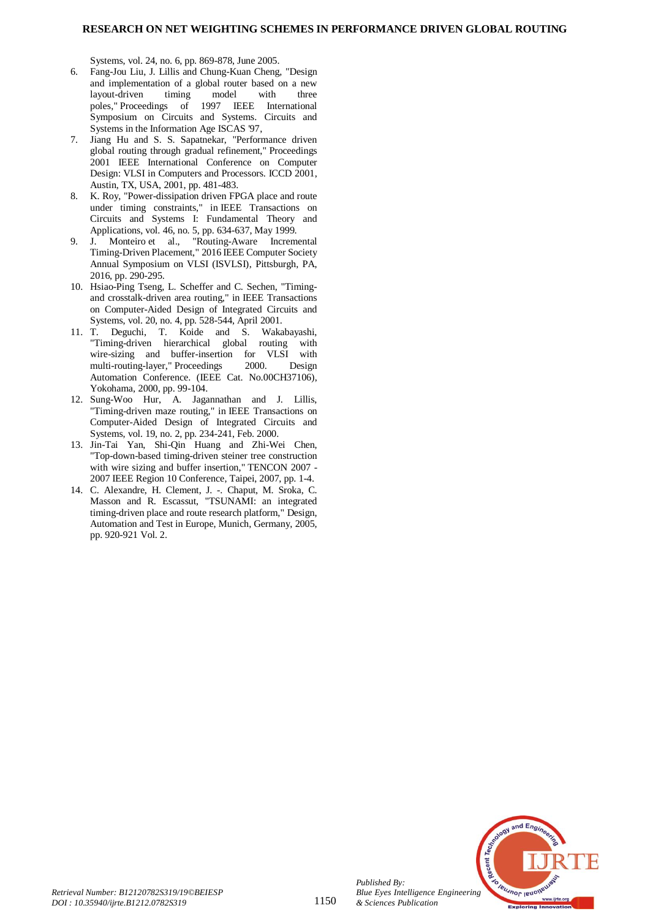Systems, vol. 24, no. 6, pp. 869-878, June 2005.

6. Fang-Jou Liu, J. Lillis and Chung-Kuan Cheng, "Design and implementation of a global router based on a new layout-driven timing model with three poles," Proceedings of 1997 IEEE International Symposium on Circuits and Systems. Circuits and Systems in the Information Age ISCAS '97,
7. Jiang Hu and S. S. Sapatnekar, "Performance driven global routing through gradual refinement," Proceedings 2001 IEEE International Conference on Computer Design: VLSI in Computers and Processors. ICCD 2001, Austin, TX, USA, 2001, pp. 481-483.
8. K. Roy, "Power-dissipation driven FPGA place and route under timing constraints," in IEEE Transactions on Circuits and Systems I: Fundamental Theory and Applications, vol. 46, no. 5, pp. 634-637, May 1999.
9. J. Monteiro et al., "Routing-Aware Incremental Timing-Driven Placement," 2016 IEEE Computer Society Annual Symposium on VLSI (ISVLSI), Pittsburgh, PA, 2016, pp. 290-295.
10. Hsiao-Ping Tseng, L. Scheffer and C. Sechen, "Timing-and crosstalk-driven area routing," in IEEE Transactions on Computer-Aided Design of Integrated Circuits and Systems, vol. 20, no. 4, pp. 528-544, April 2001.
11. T. Deguchi, T. Koide and S. Wakabayashi, "Timing-driven hierarchical global routing with wire-sizing and buffer-insertion for VLSI with multi-routing-layer," Proceedings 2000. Design Automation Conference. (IEEE Cat. No.00CH37106), Yokohama, 2000, pp. 99-104.
12. Sung-Woo Hur, A. Jagannathan and J. Lillis, "Timing-driven maze routing," in IEEE Transactions on Computer-Aided Design of Integrated Circuits and Systems, vol. 19, no. 2, pp. 234-241, Feb. 2000.
13. Jin-Tai Yan, Shi-Qin Huang and Zhi-Wei Chen, "Top-down-based timing-driven steiner tree construction with wire sizing and buffer insertion," TENCON 2007 - 2007 IEEE Region 10 Conference, Taipei, 2007, pp. 1-4.
14. C. Alexandre, H. Clement, J. -. Chaput, M. Sroka, C. Masson and R. Escassut, "TSUNAMI: an integrated timing-driven place and route research platform," Design, Automation and Test in Europe, Munich, Germany, 2005, pp. 920-921 Vol. 2.